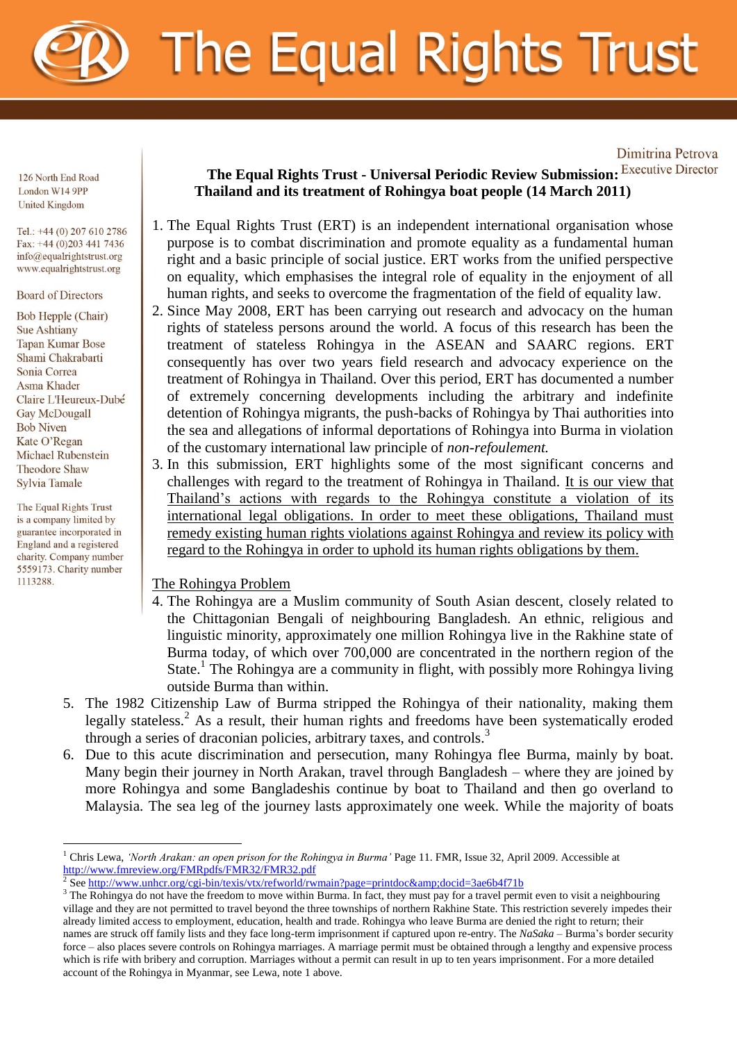# The Equal Rights Trust

126 North End Road
London W14 9PP
United Kingdom

Tel.: +44 (0) 207 610 2786
Fax: +44 (0)203 441 7436
info@equalrightstrust.org
www.equalrightstrust.org

Board of Directors

Bob Hepple (Chair)
Sue Ashtiany
Tapan Kumar Bose
Shami Chakrabarti
Sonia Correa
Asma Khader
Claire L'Heureux-Dubé
Gay McDougall
Bob Niven
Kate O'Regan
Michael Rubenstein
Theodore Shaw
Sylvia Tamale

The Equal Rights Trust is a company limited by guarantee incorporated in England and a registered charity. Company number 5559173. Charity number 1113288.

Dimitrina Petrova
Executive Director

**The Equal Rights Trust - Universal Periodic Review Submission: Thailand and its treatment of Rohingya boat people (14 March 2011)**

1. The Equal Rights Trust (ERT) is an independent international organisation whose purpose is to combat discrimination and promote equality as a fundamental human right and a basic principle of social justice. ERT works from the unified perspective on equality, which emphasises the integral role of equality in the enjoyment of all human rights, and seeks to overcome the fragmentation of the field of equality law.
2. Since May 2008, ERT has been carrying out research and advocacy on the human rights of stateless persons around the world. A focus of this research has been the treatment of stateless Rohingya in the ASEAN and SAARC regions. ERT consequently has over two years field research and advocacy experience on the treatment of Rohingya in Thailand. Over this period, ERT has documented a number of extremely concerning developments including the arbitrary and indefinite detention of Rohingya migrants, the push-backs of Rohingya by Thai authorities into the sea and allegations of informal deportations of Rohingya into Burma in violation of the customary international law principle of *non-refoulement.*
3. In this submission, ERT highlights some of the most significant concerns and challenges with regard to the treatment of Rohingya in Thailand. <u>It is our view that Thailand's actions with regards to the Rohingya constitute a violation of its international legal obligations. In order to meet these obligations, Thailand must remedy existing human rights violations against Rohingya and review its policy with regard to the Rohingya in order to uphold its human rights obligations by them.</u>

<u>The Rohingya Problem</u>

4. The Rohingya are a Muslim community of South Asian descent, closely related to the Chittagonian Bengali of neighbouring Bangladesh. An ethnic, religious and linguistic minority, approximately one million Rohingya live in the Rakhine state of Burma today, of which over 700,000 are concentrated in the northern region of the State.[1] The Rohingya are a community in flight, with possibly more Rohingya living outside Burma than within.
5. The 1982 Citizenship Law of Burma stripped the Rohingya of their nationality, making them legally stateless.[2] As a result, their human rights and freedoms have been systematically eroded through a series of draconian policies, arbitrary taxes, and controls.[3]
6. Due to this acute discrimination and persecution, many Rohingya flee Burma, mainly by boat. Many begin their journey in North Arakan, travel through Bangladesh – where they are joined by more Rohingya and some Bangladeshis continue by boat to Thailand and then go overland to Malaysia. The sea leg of the journey lasts approximately one week. While the majority of boats

---

[1] Chris Lewa, *'North Arakan: an open prison for the Rohingya in Burma'* Page 11. FMR, Issue 32, April 2009. Accessible at http://www.fmreview.org/FMRpdfs/FMR32/FMR32.pdf

[2] See http://www.unhcr.org/cgi-bin/texis/vtx/refworld/rwmain?page=printdoc&amp;docid=3ae6b4f71b

[3] The Rohingya do not have the freedom to move within Burma. In fact, they must pay for a travel permit even to visit a neighbouring village and they are not permitted to travel beyond the three townships of northern Rakhine State. This restriction severely impedes their already limited access to employment, education, health and trade. Rohingya who leave Burma are denied the right to return; their names are struck off family lists and they face long-term imprisonment if captured upon re-entry. The *NaSaka* – Burma's border security force – also places severe controls on Rohingya marriages. A marriage permit must be obtained through a lengthy and expensive process which is rife with bribery and corruption. Marriages without a permit can result in up to ten years imprisonment. For a more detailed account of the Rohingya in Myanmar, see Lewa, note 1 above.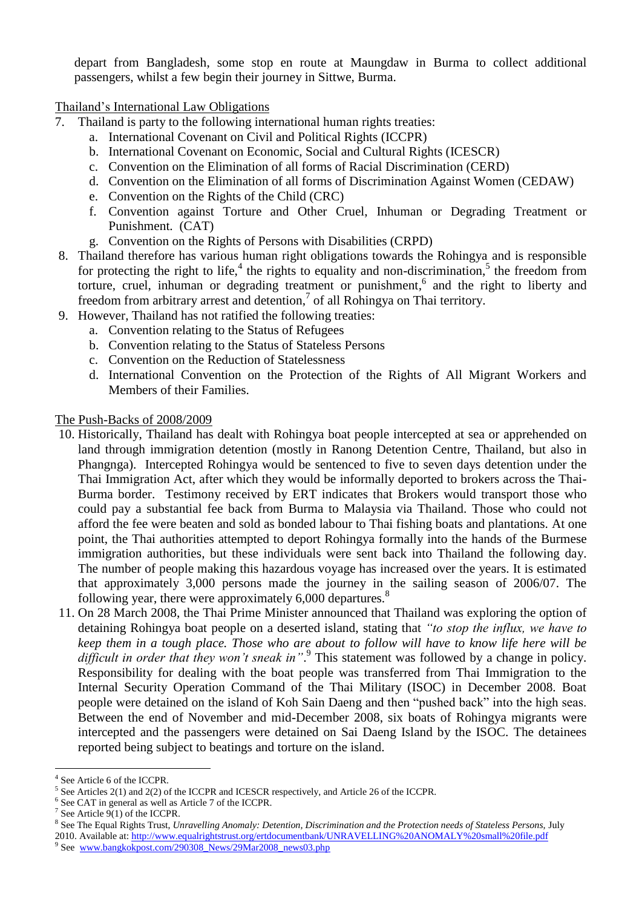depart from Bangladesh, some stop en route at Maungdaw in Burma to collect additional passengers, whilst a few begin their journey in Sittwe, Burma.

Thailand's International Law Obligations

7. Thailand is party to the following international human rights treaties:
   a. International Covenant on Civil and Political Rights (ICCPR)
   b. International Covenant on Economic, Social and Cultural Rights (ICESCR)
   c. Convention on the Elimination of all forms of Racial Discrimination (CERD)
   d. Convention on the Elimination of all forms of Discrimination Against Women (CEDAW)
   e. Convention on the Rights of the Child (CRC)
   f. Convention against Torture and Other Cruel, Inhuman or Degrading Treatment or Punishment. (CAT)
   g. Convention on the Rights of Persons with Disabilities (CRPD)
8. Thailand therefore has various human right obligations towards the Rohingya and is responsible for protecting the right to life,[4] the rights to equality and non-discrimination,[5] the freedom from torture, cruel, inhuman or degrading treatment or punishment,[6] and the right to liberty and freedom from arbitrary arrest and detention,[7] of all Rohingya on Thai territory.
9. However, Thailand has not ratified the following treaties:
   a. Convention relating to the Status of Refugees
   b. Convention relating to the Status of Stateless Persons
   c. Convention on the Reduction of Statelessness
   d. International Convention on the Protection of the Rights of All Migrant Workers and Members of their Families.

The Push-Backs of 2008/2009

10. Historically, Thailand has dealt with Rohingya boat people intercepted at sea or apprehended on land through immigration detention (mostly in Ranong Detention Centre, Thailand, but also in Phangnga). Intercepted Rohingya would be sentenced to five to seven days detention under the Thai Immigration Act, after which they would be informally deported to brokers across the Thai-Burma border. Testimony received by ERT indicates that Brokers would transport those who could pay a substantial fee back from Burma to Malaysia via Thailand. Those who could not afford the fee were beaten and sold as bonded labour to Thai fishing boats and plantations. At one point, the Thai authorities attempted to deport Rohingya formally into the hands of the Burmese immigration authorities, but these individuals were sent back into Thailand the following day. The number of people making this hazardous voyage has increased over the years. It is estimated that approximately 3,000 persons made the journey in the sailing season of 2006/07. The following year, there were approximately 6,000 departures.[8]
11. On 28 March 2008, the Thai Prime Minister announced that Thailand was exploring the option of detaining Rohingya boat people on a deserted island, stating that *"to stop the influx, we have to keep them in a tough place. Those who are about to follow will have to know life here will be difficult in order that they won't sneak in"*.[9] This statement was followed by a change in policy. Responsibility for dealing with the boat people was transferred from Thai Immigration to the Internal Security Operation Command of the Thai Military (ISOC) in December 2008. Boat people were detained on the island of Koh Sain Daeng and then "pushed back" into the high seas. Between the end of November and mid-December 2008, six boats of Rohingya migrants were intercepted and the passengers were detained on Sai Daeng Island by the ISOC. The detainees reported being subject to beatings and torture on the island.

---

[4] See Article 6 of the ICCPR.

[5] See Articles 2(1) and 2(2) of the ICCPR and ICESCR respectively, and Article 26 of the ICCPR.

[6] See CAT in general as well as Article 7 of the ICCPR.

[7] See Article 9(1) of the ICCPR.

[8] See The Equal Rights Trust, *Unravelling Anomaly: Detention, Discrimination and the Protection needs of Stateless Persons*, July 2010. Available at: http://www.equalrightstrust.org/ertdocumentbank/UNRAVELLING%20ANOMALY%20small%20file.pdf

[9] See www.bangkokpost.com/290308_News/29Mar2008_news03.php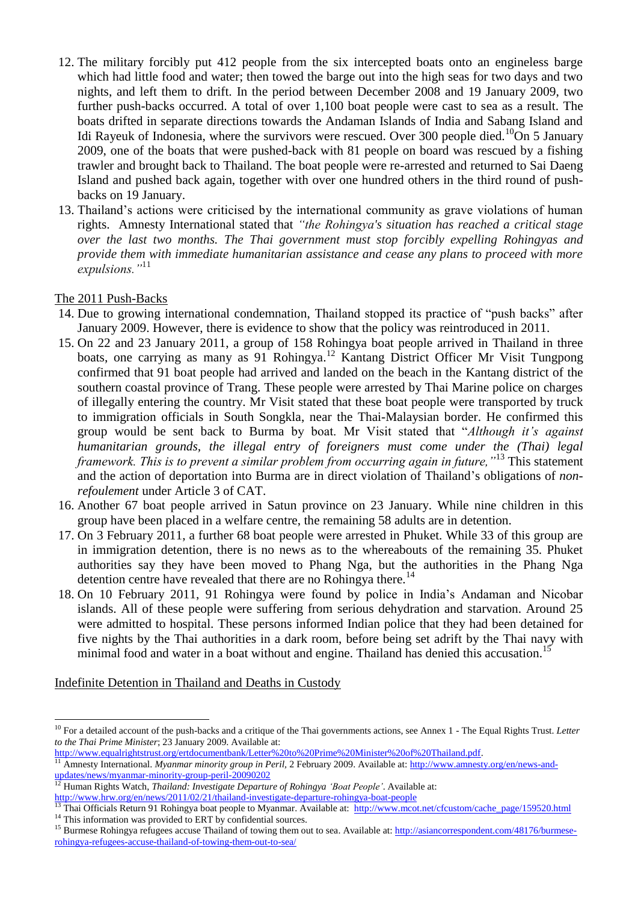12. The military forcibly put 412 people from the six intercepted boats onto an engineless barge which had little food and water; then towed the barge out into the high seas for two days and two nights, and left them to drift. In the period between December 2008 and 19 January 2009, two further push-backs occurred. A total of over 1,100 boat people were cast to sea as a result. The boats drifted in separate directions towards the Andaman Islands of India and Sabang Island and Idi Rayeuk of Indonesia, where the survivors were rescued. Over 300 people died.[10] On 5 January 2009, one of the boats that were pushed-back with 81 people on board was rescued by a fishing trawler and brought back to Thailand. The boat people were re-arrested and returned to Sai Daeng Island and pushed back again, together with over one hundred others in the third round of push-backs on 19 January.
13. Thailand's actions were criticised by the international community as grave violations of human rights. Amnesty International stated that *"the Rohingya's situation has reached a critical stage over the last two months. The Thai government must stop forcibly expelling Rohingyas and provide them with immediate humanitarian assistance and cease any plans to proceed with more expulsions."*[11]

<u>The 2011 Push-Backs</u>

14. Due to growing international condemnation, Thailand stopped its practice of "push backs" after January 2009. However, there is evidence to show that the policy was reintroduced in 2011.
15. On 22 and 23 January 2011, a group of 158 Rohingya boat people arrived in Thailand in three boats, one carrying as many as 91 Rohingya.[12] Kantang District Officer Mr Visit Tungpong confirmed that 91 boat people had arrived and landed on the beach in the Kantang district of the southern coastal province of Trang. These people were arrested by Thai Marine police on charges of illegally entering the country. Mr Visit stated that these boat people were transported by truck to immigration officials in South Songkla, near the Thai-Malaysian border. He confirmed this group would be sent back to Burma by boat. Mr Visit stated that "*Although it's against humanitarian grounds, the illegal entry of foreigners must come under the (Thai) legal framework. This is to prevent a similar problem from occurring again in future,"*[13] This statement and the action of deportation into Burma are in direct violation of Thailand's obligations of *non-refoulement* under Article 3 of CAT.
16. Another 67 boat people arrived in Satun province on 23 January. While nine children in this group have been placed in a welfare centre, the remaining 58 adults are in detention.
17. On 3 February 2011, a further 68 boat people were arrested in Phuket. While 33 of this group are in immigration detention, there is no news as to the whereabouts of the remaining 35. Phuket authorities say they have been moved to Phang Nga, but the authorities in the Phang Nga detention centre have revealed that there are no Rohingya there.[14]
18. On 10 February 2011, 91 Rohingya were found by police in India's Andaman and Nicobar islands. All of these people were suffering from serious dehydration and starvation. Around 25 were admitted to hospital. These persons informed Indian police that they had been detained for five nights by the Thai authorities in a dark room, before being set adrift by the Thai navy with minimal food and water in a boat without and engine. Thailand has denied this accusation.[15]

<u>Indefinite Detention in Thailand and Deaths in Custody</u>

---

[10] For a detailed account of the push-backs and a critique of the Thai governments actions, see Annex 1 - The Equal Rights Trust. *Letter to the Thai Prime Minister*; 23 January 2009. Available at: http://www.equalrightstrust.org/ertdocumentbank/Letter%20to%20Prime%20Minister%20of%20Thailand.pdf.

[11] Amnesty International. *Myanmar minority group in Peril*, 2 February 2009. Available at: http://www.amnesty.org/en/news-and-updates/news/myanmar-minority-group-peril-20090202

[12] Human Rights Watch, *Thailand: Investigate Departure of Rohingya 'Boat People'*. Available at: http://www.hrw.org/en/news/2011/02/21/thailand-investigate-departure-rohingya-boat-people

[13] Thai Officials Return 91 Rohingya boat people to Myanmar. Available at: http://www.mcot.net/cfcustom/cache_page/159520.html

[14] This information was provided to ERT by confidential sources.

[15] Burmese Rohingya refugees accuse Thailand of towing them out to sea. Available at: http://asiancorrespondent.com/48176/burmese-rohingya-refugees-accuse-thailand-of-towing-them-out-to-sea/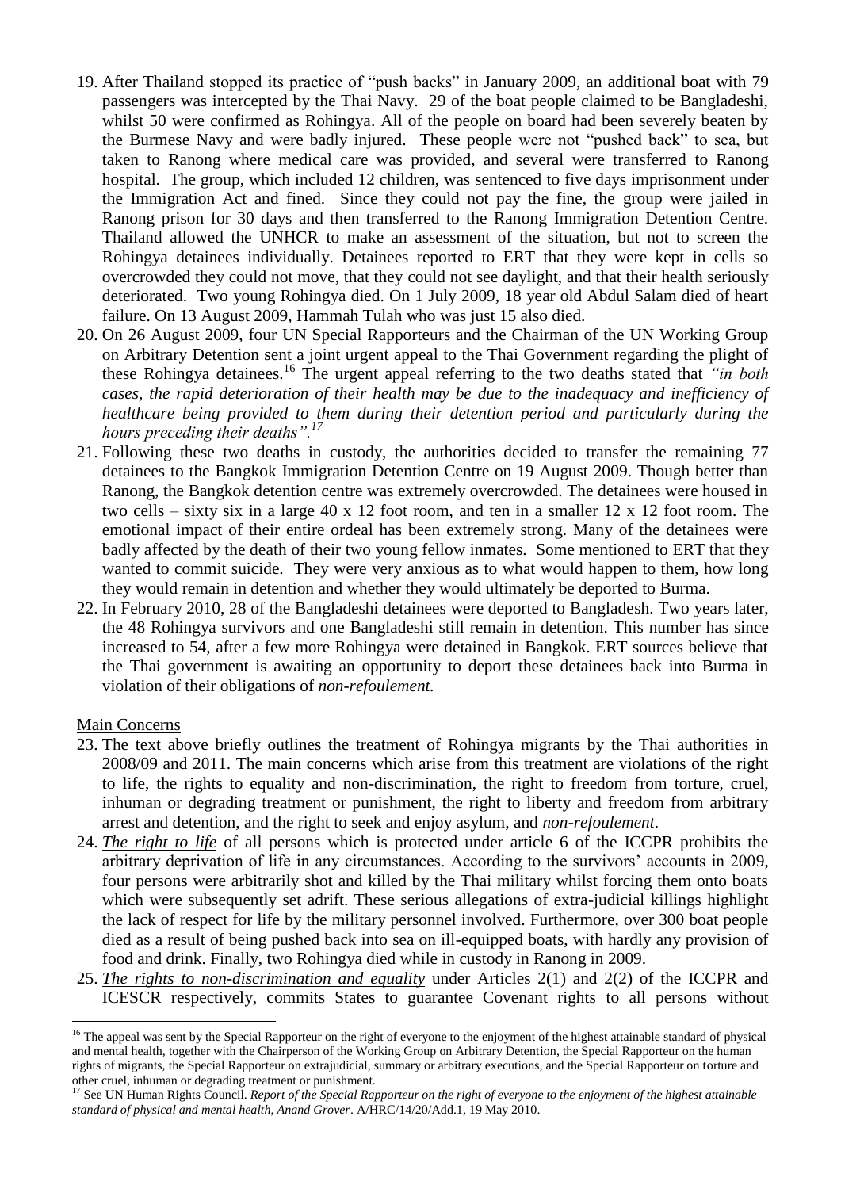19. After Thailand stopped its practice of "push backs" in January 2009, an additional boat with 79 passengers was intercepted by the Thai Navy. 29 of the boat people claimed to be Bangladeshi, whilst 50 were confirmed as Rohingya. All of the people on board had been severely beaten by the Burmese Navy and were badly injured. These people were not "pushed back" to sea, but taken to Ranong where medical care was provided, and several were transferred to Ranong hospital. The group, which included 12 children, was sentenced to five days imprisonment under the Immigration Act and fined. Since they could not pay the fine, the group were jailed in Ranong prison for 30 days and then transferred to the Ranong Immigration Detention Centre. Thailand allowed the UNHCR to make an assessment of the situation, but not to screen the Rohingya detainees individually. Detainees reported to ERT that they were kept in cells so overcrowded they could not move, that they could not see daylight, and that their health seriously deteriorated. Two young Rohingya died. On 1 July 2009, 18 year old Abdul Salam died of heart failure. On 13 August 2009, Hammah Tulah who was just 15 also died.
20. On 26 August 2009, four UN Special Rapporteurs and the Chairman of the UN Working Group on Arbitrary Detention sent a joint urgent appeal to the Thai Government regarding the plight of these Rohingya detainees.[16] The urgent appeal referring to the two deaths stated that *"in both cases, the rapid deterioration of their health may be due to the inadequacy and inefficiency of healthcare being provided to them during their detention period and particularly during the hours preceding their deaths".*[17]
21. Following these two deaths in custody, the authorities decided to transfer the remaining 77 detainees to the Bangkok Immigration Detention Centre on 19 August 2009. Though better than Ranong, the Bangkok detention centre was extremely overcrowded. The detainees were housed in two cells – sixty six in a large 40 x 12 foot room, and ten in a smaller 12 x 12 foot room. The emotional impact of their entire ordeal has been extremely strong. Many of the detainees were badly affected by the death of their two young fellow inmates. Some mentioned to ERT that they wanted to commit suicide. They were very anxious as to what would happen to them, how long they would remain in detention and whether they would ultimately be deported to Burma.
22. In February 2010, 28 of the Bangladeshi detainees were deported to Bangladesh. Two years later, the 48 Rohingya survivors and one Bangladeshi still remain in detention. This number has since increased to 54, after a few more Rohingya were detained in Bangkok. ERT sources believe that the Thai government is awaiting an opportunity to deport these detainees back into Burma in violation of their obligations of *non-refoulement.*

Main Concerns

23. The text above briefly outlines the treatment of Rohingya migrants by the Thai authorities in 2008/09 and 2011. The main concerns which arise from this treatment are violations of the right to life, the rights to equality and non-discrimination, the right to freedom from torture, cruel, inhuman or degrading treatment or punishment, the right to liberty and freedom from arbitrary arrest and detention, and the right to seek and enjoy asylum, and *non-refoulement*.
24. *The right to life* of all persons which is protected under article 6 of the ICCPR prohibits the arbitrary deprivation of life in any circumstances. According to the survivors' accounts in 2009, four persons were arbitrarily shot and killed by the Thai military whilst forcing them onto boats which were subsequently set adrift. These serious allegations of extra-judicial killings highlight the lack of respect for life by the military personnel involved. Furthermore, over 300 boat people died as a result of being pushed back into sea on ill-equipped boats, with hardly any provision of food and drink. Finally, two Rohingya died while in custody in Ranong in 2009.
25. *The rights to non-discrimination and equality* under Articles 2(1) and 2(2) of the ICCPR and ICESCR respectively, commits States to guarantee Covenant rights to all persons without

---

[16] The appeal was sent by the Special Rapporteur on the right of everyone to the enjoyment of the highest attainable standard of physical and mental health, together with the Chairperson of the Working Group on Arbitrary Detention, the Special Rapporteur on the human rights of migrants, the Special Rapporteur on extrajudicial, summary or arbitrary executions, and the Special Rapporteur on torture and other cruel, inhuman or degrading treatment or punishment.

[17] See UN Human Rights Council. *Report of the Special Rapporteur on the right of everyone to the enjoyment of the highest attainable standard of physical and mental health, Anand Grover*. A/HRC/14/20/Add.1, 19 May 2010.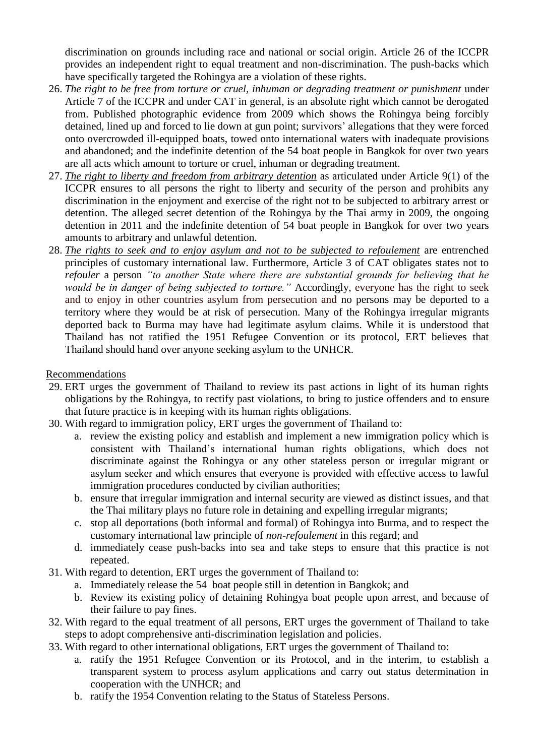discrimination on grounds including race and national or social origin. Article 26 of the ICCPR provides an independent right to equal treatment and non-discrimination. The push-backs which have specifically targeted the Rohingya are a violation of these rights.

26. *The right to be free from torture or cruel, inhuman or degrading treatment or punishment* under Article 7 of the ICCPR and under CAT in general, is an absolute right which cannot be derogated from. Published photographic evidence from 2009 which shows the Rohingya being forcibly detained, lined up and forced to lie down at gun point; survivors' allegations that they were forced onto overcrowded ill-equipped boats, towed onto international waters with inadequate provisions and abandoned; and the indefinite detention of the 54 boat people in Bangkok for over two years are all acts which amount to torture or cruel, inhuman or degrading treatment.
27. *The right to liberty and freedom from arbitrary detention* as articulated under Article 9(1) of the ICCPR ensures to all persons the right to liberty and security of the person and prohibits any discrimination in the enjoyment and exercise of the right not to be subjected to arbitrary arrest or detention. The alleged secret detention of the Rohingya by the Thai army in 2009, the ongoing detention in 2011 and the indefinite detention of 54 boat people in Bangkok for over two years amounts to arbitrary and unlawful detention.
28. *The rights to seek and to enjoy asylum and not to be subjected to refoulement* are entrenched principles of customary international law. Furthermore, Article 3 of CAT obligates states not to *refouler* a person *"to another State where there are substantial grounds for believing that he would be in danger of being subjected to torture."* Accordingly, everyone has the right to seek and to enjoy in other countries asylum from persecution and no persons may be deported to a territory where they would be at risk of persecution. Many of the Rohingya irregular migrants deported back to Burma may have had legitimate asylum claims. While it is understood that Thailand has not ratified the 1951 Refugee Convention or its protocol, ERT believes that Thailand should hand over anyone seeking asylum to the UNHCR.

Recommendations

29. ERT urges the government of Thailand to review its past actions in light of its human rights obligations by the Rohingya, to rectify past violations, to bring to justice offenders and to ensure that future practice is in keeping with its human rights obligations.
30. With regard to immigration policy, ERT urges the government of Thailand to:
    a. review the existing policy and establish and implement a new immigration policy which is consistent with Thailand's international human rights obligations, which does not discriminate against the Rohingya or any other stateless person or irregular migrant or asylum seeker and which ensures that everyone is provided with effective access to lawful immigration procedures conducted by civilian authorities;
    b. ensure that irregular immigration and internal security are viewed as distinct issues, and that the Thai military plays no future role in detaining and expelling irregular migrants;
    c. stop all deportations (both informal and formal) of Rohingya into Burma, and to respect the customary international law principle of *non-refoulement* in this regard; and
    d. immediately cease push-backs into sea and take steps to ensure that this practice is not repeated.
31. With regard to detention, ERT urges the government of Thailand to:
    a. Immediately release the 54 boat people still in detention in Bangkok; and
    b. Review its existing policy of detaining Rohingya boat people upon arrest, and because of their failure to pay fines.
32. With regard to the equal treatment of all persons, ERT urges the government of Thailand to take steps to adopt comprehensive anti-discrimination legislation and policies.
33. With regard to other international obligations, ERT urges the government of Thailand to:
    a. ratify the 1951 Refugee Convention or its Protocol, and in the interim, to establish a transparent system to process asylum applications and carry out status determination in cooperation with the UNHCR; and
    b. ratify the 1954 Convention relating to the Status of Stateless Persons.